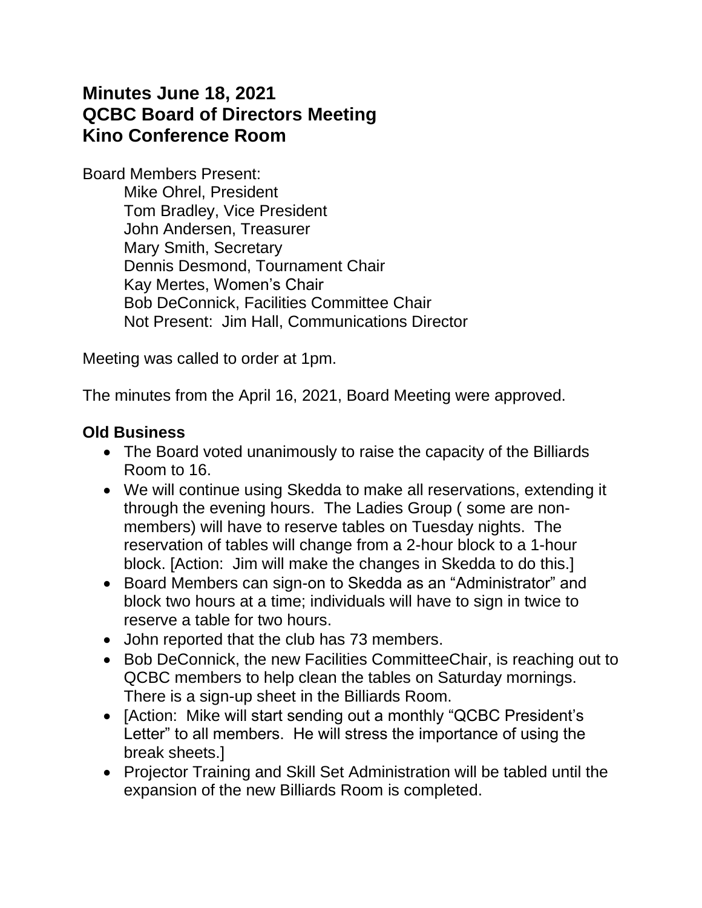# Minutes June 18, 2021
# QCBC Board of Directors Meeting
# Kino Conference Room

Board Members Present:

Mike Ohrel, President
Tom Bradley, Vice President
John Andersen, Treasurer
Mary Smith, Secretary
Dennis Desmond, Tournament Chair
Kay Mertes, Women's Chair
Bob DeConnick, Facilities Committee Chair
Not Present: Jim Hall, Communications Director

Meeting was called to order at 1pm.

The minutes from the April 16, 2021, Board Meeting were approved.

**Old Business**

- The Board voted unanimously to raise the capacity of the Billiards Room to 16.
- We will continue using Skedda to make all reservations, extending it through the evening hours. The Ladies Group ( some are non-members) will have to reserve tables on Tuesday nights. The reservation of tables will change from a 2-hour block to a 1-hour block. [Action: Jim will make the changes in Skedda to do this.]
- Board Members can sign-on to Skedda as an "Administrator" and block two hours at a time; individuals will have to sign in twice to reserve a table for two hours.
- John reported that the club has 73 members.
- Bob DeConnick, the new Facilities CommitteeChair, is reaching out to QCBC members to help clean the tables on Saturday mornings. There is a sign-up sheet in the Billiards Room.
- [Action: Mike will start sending out a monthly "QCBC President's Letter" to all members. He will stress the importance of using the break sheets.]
- Projector Training and Skill Set Administration will be tabled until the expansion of the new Billiards Room is completed.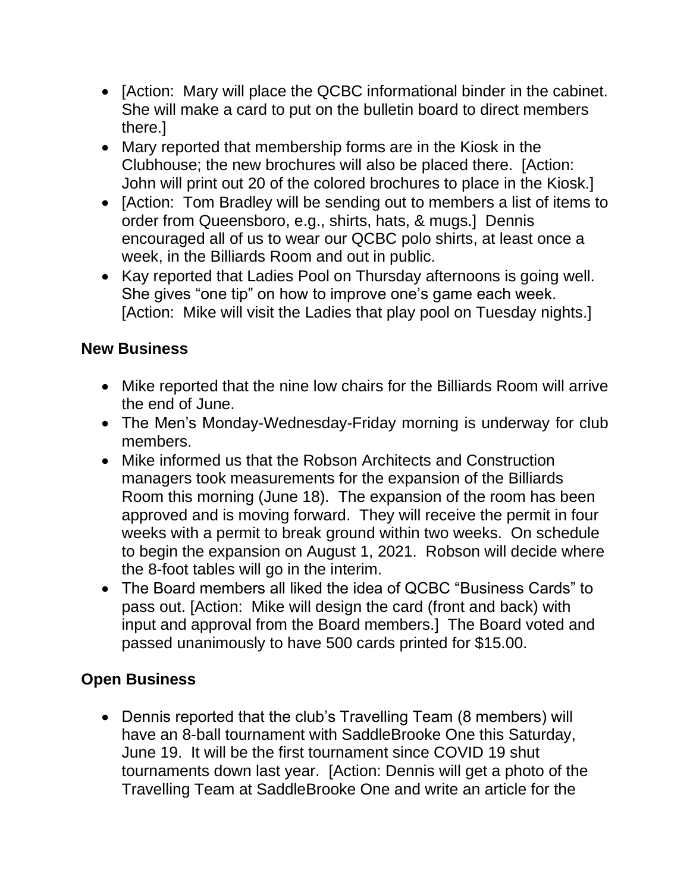- [Action: Mary will place the QCBC informational binder in the cabinet. She will make a card to put on the bulletin board to direct members there.]
- Mary reported that membership forms are in the Kiosk in the Clubhouse; the new brochures will also be placed there. [Action: John will print out 20 of the colored brochures to place in the Kiosk.]
- [Action: Tom Bradley will be sending out to members a list of items to order from Queensboro, e.g., shirts, hats, & mugs.] Dennis encouraged all of us to wear our QCBC polo shirts, at least once a week, in the Billiards Room and out in public.
- Kay reported that Ladies Pool on Thursday afternoons is going well. She gives "one tip" on how to improve one's game each week. [Action: Mike will visit the Ladies that play pool on Tuesday nights.]

## New Business

- Mike reported that the nine low chairs for the Billiards Room will arrive the end of June.
- The Men's Monday-Wednesday-Friday morning is underway for club members.
- Mike informed us that the Robson Architects and Construction managers took measurements for the expansion of the Billiards Room this morning (June 18). The expansion of the room has been approved and is moving forward. They will receive the permit in four weeks with a permit to break ground within two weeks. On schedule to begin the expansion on August 1, 2021. Robson will decide where the 8-foot tables will go in the interim.
- The Board members all liked the idea of QCBC "Business Cards" to pass out. [Action: Mike will design the card (front and back) with input and approval from the Board members.] The Board voted and passed unanimously to have 500 cards printed for $15.00.

## Open Business

- Dennis reported that the club's Travelling Team (8 members) will have an 8-ball tournament with SaddleBrooke One this Saturday, June 19. It will be the first tournament since COVID 19 shut tournaments down last year. [Action: Dennis will get a photo of the Travelling Team at SaddleBrooke One and write an article for the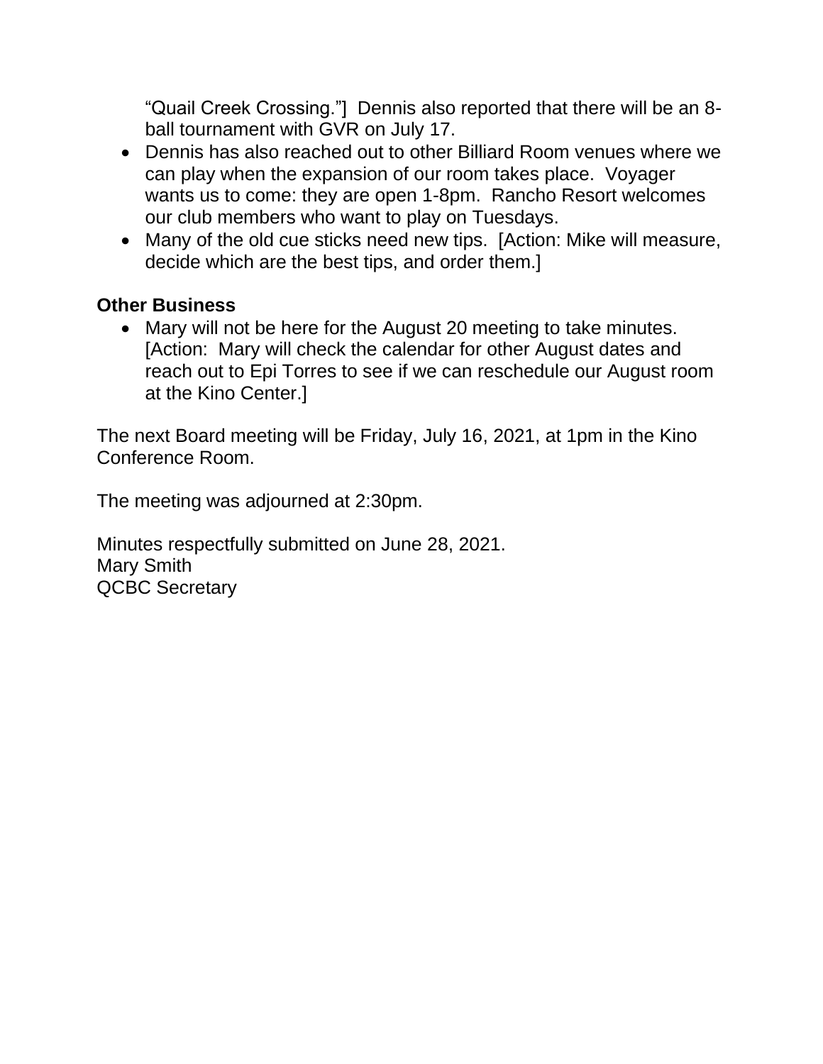"Quail Creek Crossing."] Dennis also reported that there will be an 8-ball tournament with GVR on July 17.

- Dennis has also reached out to other Billiard Room venues where we can play when the expansion of our room takes place. Voyager wants us to come: they are open 1-8pm. Rancho Resort welcomes our club members who want to play on Tuesdays.
- Many of the old cue sticks need new tips. [Action: Mike will measure, decide which are the best tips, and order them.]

**Other Business**

- Mary will not be here for the August 20 meeting to take minutes. [Action: Mary will check the calendar for other August dates and reach out to Epi Torres to see if we can reschedule our August room at the Kino Center.]

The next Board meeting will be Friday, July 16, 2021, at 1pm in the Kino Conference Room.

The meeting was adjourned at 2:30pm.

Minutes respectfully submitted on June 28, 2021.
Mary Smith
QCBC Secretary